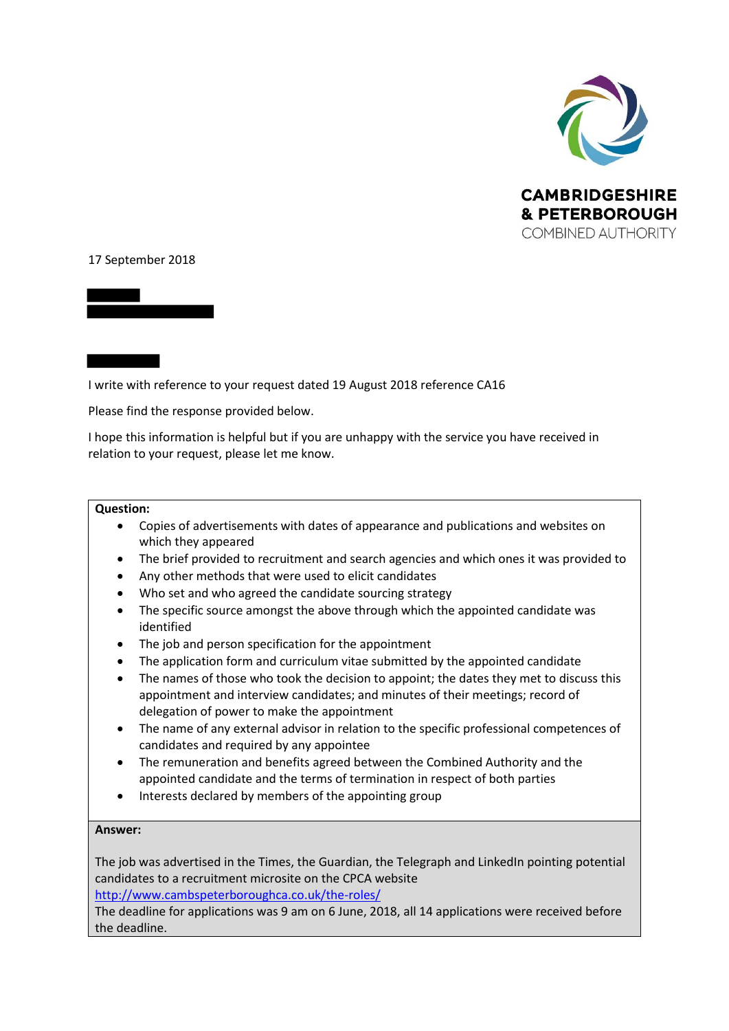CAMBRIDGESHIRE
& PETERBOROUGH
COMBINED AUTHORITY

17 September 2018

I write with reference to your request dated 19 August 2018 reference CA16

Please find the response provided below.

I hope this information is helpful but if you are unhappy with the service you have received in relation to your request, please let me know.

**Question:**

- Copies of advertisements with dates of appearance and publications and websites on which they appeared
- The brief provided to recruitment and search agencies and which ones it was provided to
- Any other methods that were used to elicit candidates
- Who set and who agreed the candidate sourcing strategy
- The specific source amongst the above through which the appointed candidate was identified
- The job and person specification for the appointment
- The application form and curriculum vitae submitted by the appointed candidate
- The names of those who took the decision to appoint; the dates they met to discuss this appointment and interview candidates; and minutes of their meetings; record of delegation of power to make the appointment
- The name of any external advisor in relation to the specific professional competences of candidates and required by any appointee
- The remuneration and benefits agreed between the Combined Authority and the appointed candidate and the terms of termination in respect of both parties
- Interests declared by members of the appointing group

**Answer:**

The job was advertised in the Times, the Guardian, the Telegraph and LinkedIn pointing potential candidates to a recruitment microsite on the CPCA website
http://www.cambspeterboroughca.co.uk/the-roles/
The deadline for applications was 9 am on 6 June, 2018, all 14 applications were received before the deadline.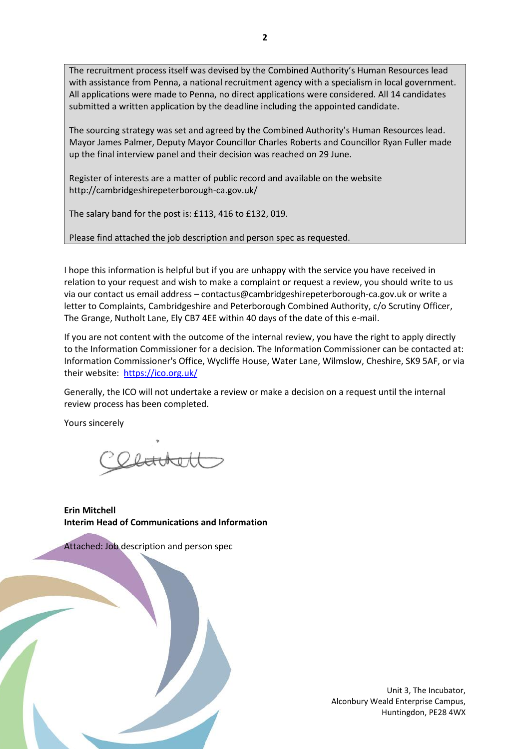The recruitment process itself was devised by the Combined Authority's Human Resources lead with assistance from Penna, a national recruitment agency with a specialism in local government. All applications were made to Penna, no direct applications were considered. All 14 candidates submitted a written application by the deadline including the appointed candidate.

The sourcing strategy was set and agreed by the Combined Authority's Human Resources lead. Mayor James Palmer, Deputy Mayor Councillor Charles Roberts and Councillor Ryan Fuller made up the final interview panel and their decision was reached on 29 June.

Register of interests are a matter of public record and available on the website http://cambridgeshirepeterborough-ca.gov.uk/

The salary band for the post is: £113, 416 to £132, 019.

Please find attached the job description and person spec as requested.

I hope this information is helpful but if you are unhappy with the service you have received in relation to your request and wish to make a complaint or request a review, you should write to us via our contact us email address – contactus@cambridgeshirepeterborough-ca.gov.uk or write a letter to Complaints, Cambridgeshire and Peterborough Combined Authority, c/o Scrutiny Officer, The Grange, Nutholt Lane, Ely CB7 4EE within 40 days of the date of this e-mail.

If you are not content with the outcome of the internal review, you have the right to apply directly to the Information Commissioner for a decision. The Information Commissioner can be contacted at: Information Commissioner's Office, Wycliffe House, Water Lane, Wilmslow, Cheshire, SK9 5AF, or via their website: [https://ico.org.uk/](https://ico.org.uk/)

Generally, the ICO will not undertake a review or make a decision on a request until the internal review process has been completed.

Yours sincerely

**Erin Mitchell**
**Interim Head of Communications and Information**

Attached: Job description and person spec

Unit 3, The Incubator,
Alconbury Weald Enterprise Campus,
Huntingdon, PE28 4WX